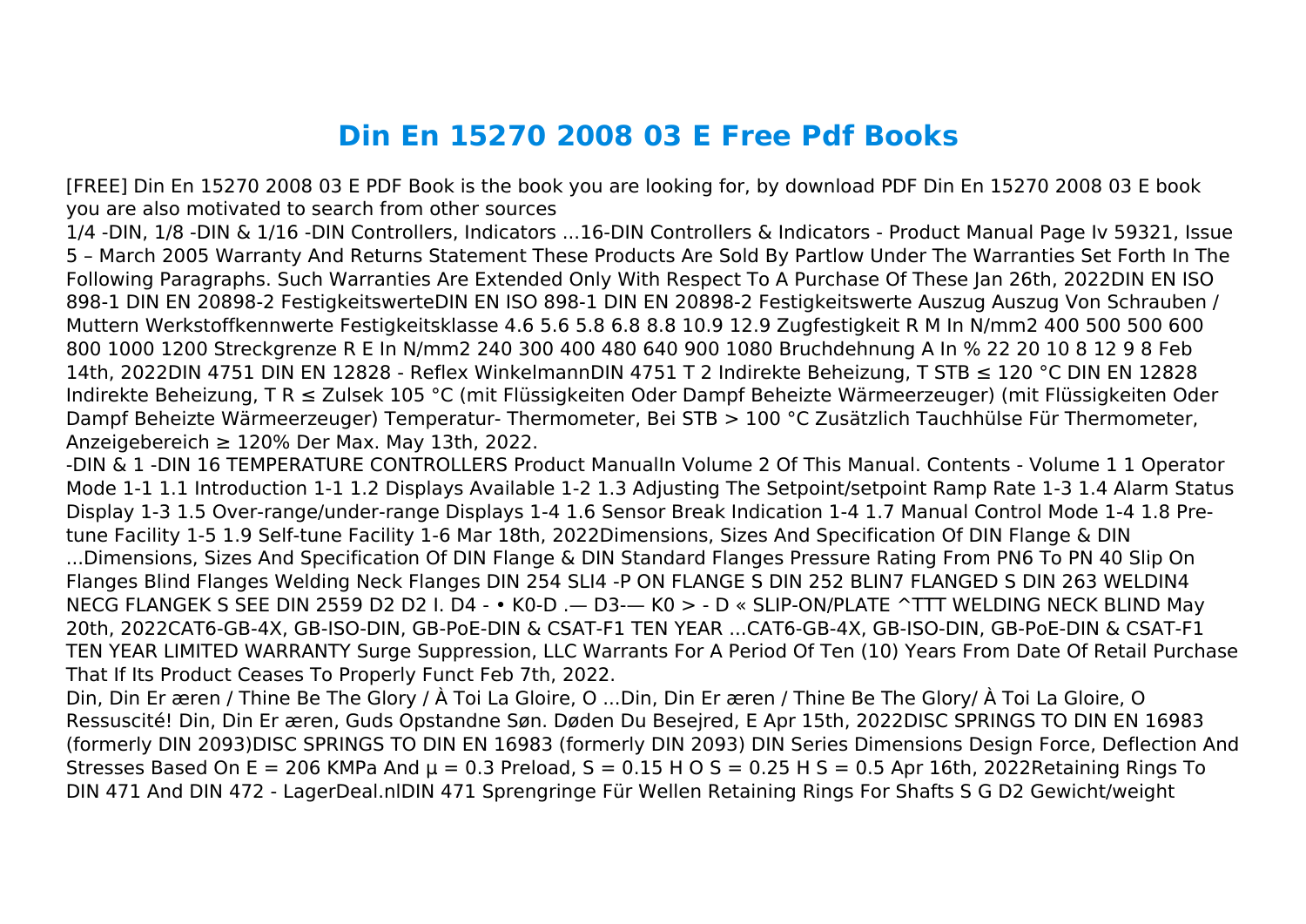# Din En 15270 2008 03 E Free Pdf Books

[FREE] Din En 15270 2008 03 E PDF Book is the book you are looking for, by download PDF Din En 15270 2008 03 E book you are also motivated to search from other sources

1/4 -DIN, 1/8 -DIN & 1/16 -DIN Controllers, Indicators ...16-DIN Controllers & Indicators - Product Manual Page Iv 59321, Issue 5 – March 2005 Warranty And Returns Statement These Products Are Sold By Partlow Under The Warranties Set Forth In The Following Paragraphs. Such Warranties Are Extended Only With Respect To A Purchase Of These Jan 26th, 2022DIN EN ISO 898-1 DIN EN 20898-2 FestigkeitswerteDIN EN ISO 898-1 DIN EN 20898-2 Festigkeitswerte Auszug Auszug Von Schrauben / Muttern Werkstoffkennwerte Festigkeitsklasse 4.6 5.6 5.8 6.8 8.8 10.9 12.9 Zugfestigkeit R M In N/mm2 400 500 500 600 800 1000 1200 Streckgrenze R E In N/mm2 240 300 400 480 640 900 1080 Bruchdehnung A In % 22 20 10 8 12 9 8 Feb 14th, 2022DIN 4751 DIN EN 12828 - Reflex WinkelmannDIN 4751 T 2 Indirekte Beheizung, T STB ≤ 120 °C DIN EN 12828 Indirekte Beheizung, T R ≤ Zulsek 105 °C (mit Flüssigkeiten Oder Dampf Beheizte Wärmeerzeuger) (mit Flüssigkeiten Oder Dampf Beheizte Wärmeerzeuger) Temperatur- Thermometer, Bei STB > 100 °C Zusätzlich Tauchhülse Für Thermometer, Anzeigebereich ≥ 120% Der Max. May 13th, 2022.

-DIN & 1 -DIN 16 TEMPERATURE CONTROLLERS Product ManualIn Volume 2 Of This Manual. Contents - Volume 1 1 Operator Mode 1-1 1.1 Introduction 1-1 1.2 Displays Available 1-2 1.3 Adjusting The Setpoint/setpoint Ramp Rate 1-3 1.4 Alarm Status Display 1-3 1.5 Over-range/under-range Displays 1-4 1.6 Sensor Break Indication 1-4 1.7 Manual Control Mode 1-4 1.8 Pre-tune Facility 1-5 1.9 Self-tune Facility 1-6 Mar 18th, 2022Dimensions, Sizes And Specification Of DIN Flange & DIN ...Dimensions, Sizes And Specification Of DIN Flange & DIN Standard Flanges Pressure Rating From PN6 To PN 40 Slip On Flanges Blind Flanges Welding Neck Flanges DIN 254 SLI4 -P ON FLANGE S DIN 252 BLIN7 FLANGED S DIN 263 WELDIN4 NECG FLANGEK S SEE DIN 2559 D2 D2 I. D4 - • K0-D .— D3-— K0 > - D « SLIP-ON/PLATE ^TTT WELDING NECK BLIND May 20th, 2022CAT6-GB-4X, GB-ISO-DIN, GB-PoE-DIN & CSAT-F1 TEN YEAR ...CAT6-GB-4X, GB-ISO-DIN, GB-PoE-DIN & CSAT-F1 TEN YEAR LIMITED WARRANTY Surge Suppression, LLC Warrants For A Period Of Ten (10) Years From Date Of Retail Purchase That If Its Product Ceases To Properly Funct Feb 7th, 2022.

Din, Din Er æren / Thine Be The Glory / À Toi La Gloire, O ...Din, Din Er æren / Thine Be The Glory/ À Toi La Gloire, O Ressuscité! Din, Din Er æren, Guds Opstandne Søn. Døden Du Besejred, E Apr 15th, 2022DISC SPRINGS TO DIN EN 16983 (formerly DIN 2093)DISC SPRINGS TO DIN EN 16983 (formerly DIN 2093) DIN Series Dimensions Design Force, Deflection And Stresses Based On E = 206 KMPa And μ = 0.3 Preload, S = 0.15 H O S = 0.25 H S = 0.5 Apr 16th, 2022Retaining Rings To DIN 471 And DIN 472 - LagerDeal.nlDIN 471 Sprengringe Für Wellen Retaining Rings For Shafts S G D2 Gewicht/weight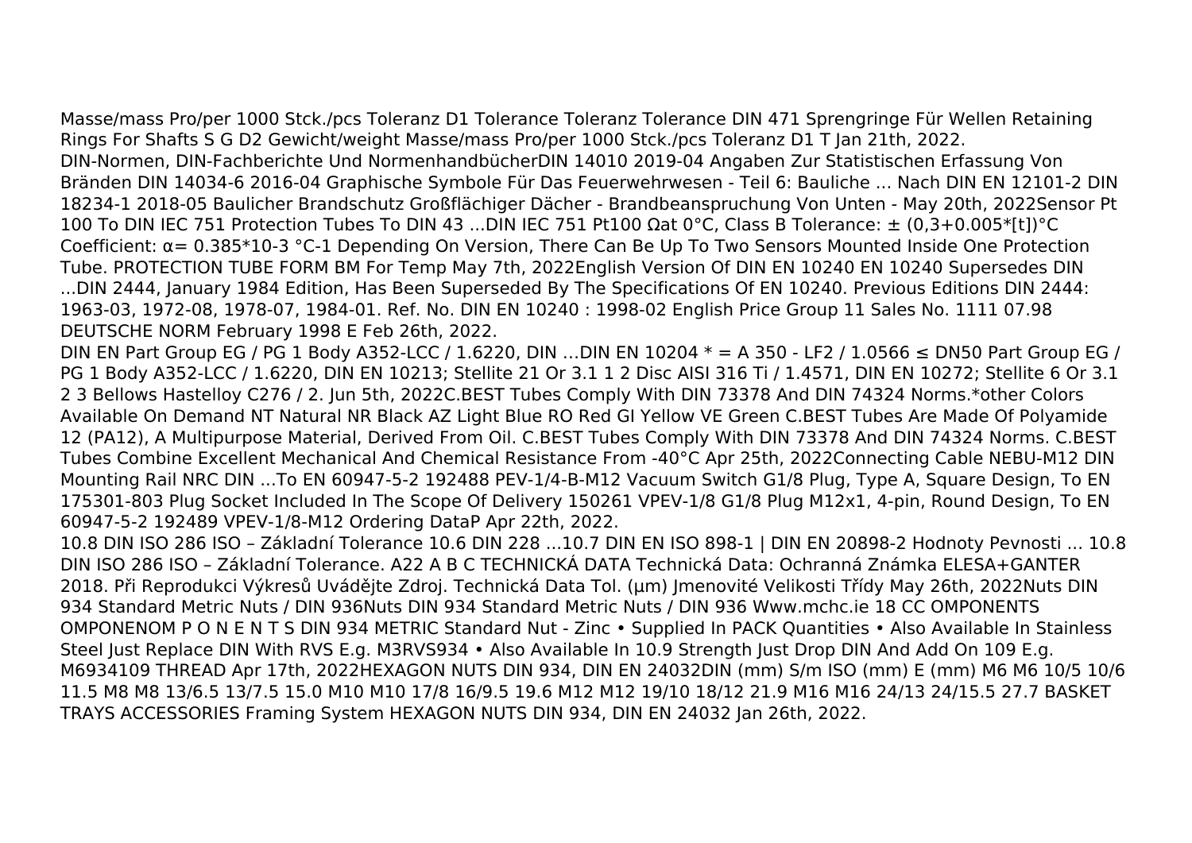Masse/mass Pro/per 1000 Stck./pcs Toleranz D1 Tolerance Toleranz Tolerance DIN 471 Sprengringe Für Wellen Retaining Rings For Shafts S G D2 Gewicht/weight Masse/mass Pro/per 1000 Stck./pcs Toleranz D1 T Jan 21th, 2022.
DIN-Normen, DIN-Fachberichte Und NormenhandbücherDIN 14010 2019-04 Angaben Zur Statistischen Erfassung Von Bränden DIN 14034-6 2016-04 Graphische Symbole Für Das Feuerwehrwesen - Teil 6: Bauliche ... Nach DIN EN 12101-2 DIN 18234-1 2018-05 Baulicher Brandschutz Großflächiger Dächer - Brandbeanspruchung Von Unten - May 20th, 2022Sensor Pt 100 To DIN IEC 751 Protection Tubes To DIN 43 ...DIN IEC 751 Pt100 Ωat 0°C, Class B Tolerance: ± (0,3+0.005*[t])°C Coefficient: α= 0.385*10-3 °C-1 Depending On Version, There Can Be Up To Two Sensors Mounted Inside One Protection Tube. PROTECTION TUBE FORM BM For Temp May 7th, 2022English Version Of DIN EN 10240 EN 10240 Supersedes DIN ...DIN 2444, January 1984 Edition, Has Been Superseded By The Specifications Of EN 10240. Previous Editions DIN 2444: 1963-03, 1972-08, 1978-07, 1984-01. Ref. No. DIN EN 10240 : 1998-02 English Price Group 11 Sales No. 1111 07.98 DEUTSCHE NORM February 1998 E Feb 26th, 2022.
DIN EN Part Group EG / PG 1 Body A352-LCC / 1.6220, DIN …DIN EN 10204 * = A 350 - LF2 / 1.0566 ≤ DN50 Part Group EG / PG 1 Body A352-LCC / 1.6220, DIN EN 10213; Stellite 21 Or 3.1 1 2 Disc AISI 316 Ti / 1.4571, DIN EN 10272; Stellite 6 Or 3.1 2 3 Bellows Hastelloy C276 / 2. Jun 5th, 2022C.BEST Tubes Comply With DIN 73378 And DIN 74324 Norms.*other Colors Available On Demand NT Natural NR Black AZ Light Blue RO Red GI Yellow VE Green C.BEST Tubes Are Made Of Polyamide 12 (PA12), A Multipurpose Material, Derived From Oil. C.BEST Tubes Comply With DIN 73378 And DIN 74324 Norms. C.BEST Tubes Combine Excellent Mechanical And Chemical Resistance From -40°C Apr 25th, 2022Connecting Cable NEBU-M12 DIN Mounting Rail NRC DIN ...To EN 60947-5-2 192488 PEV-1/4-B-M12 Vacuum Switch G1/8 Plug, Type A, Square Design, To EN 175301-803 Plug Socket Included In The Scope Of Delivery 150261 VPEV-1/8 G1/8 Plug M12x1, 4-pin, Round Design, To EN 60947-5-2 192489 VPEV-1/8-M12 Ordering DataP Apr 22th, 2022.
10.8 DIN ISO 286 ISO – Základní Tolerance 10.6 DIN 228 ...10.7 DIN EN ISO 898-1 | DIN EN 20898-2 Hodnoty Pevnosti ... 10.8 DIN ISO 286 ISO – Základní Tolerance. A22 A B C TECHNICKÁ DATA Technická Data: Ochranná Známka ELESA+GANTER 2018. Při Reprodukci Výkresů Uvádějte Zdroj. Technická Data Tol. (µm) Jmenovité Velikosti Třídy May 26th, 2022Nuts DIN 934 Standard Metric Nuts / DIN 936Nuts DIN 934 Standard Metric Nuts / DIN 936 Www.mchc.ie 18 CC OMPONENTS OMPONENOM P O N E N T S DIN 934 METRIC Standard Nut - Zinc • Supplied In PACK Quantities • Also Available In Stainless Steel Just Replace DIN With RVS E.g. M3RVS934 • Also Available In 10.9 Strength Just Drop DIN And Add On 109 E.g. M6934109 THREAD Apr 17th, 2022HEXAGON NUTS DIN 934, DIN EN 24032DIN (mm) S/m ISO (mm) E (mm) M6 M6 10/5 10/6 11.5 M8 M8 13/6.5 13/7.5 15.0 M10 M10 17/8 16/9.5 19.6 M12 M12 19/10 18/12 21.9 M16 M16 24/13 24/15.5 27.7 BASKET TRAYS ACCESSORIES Framing System HEXAGON NUTS DIN 934, DIN EN 24032 Jan 26th, 2022.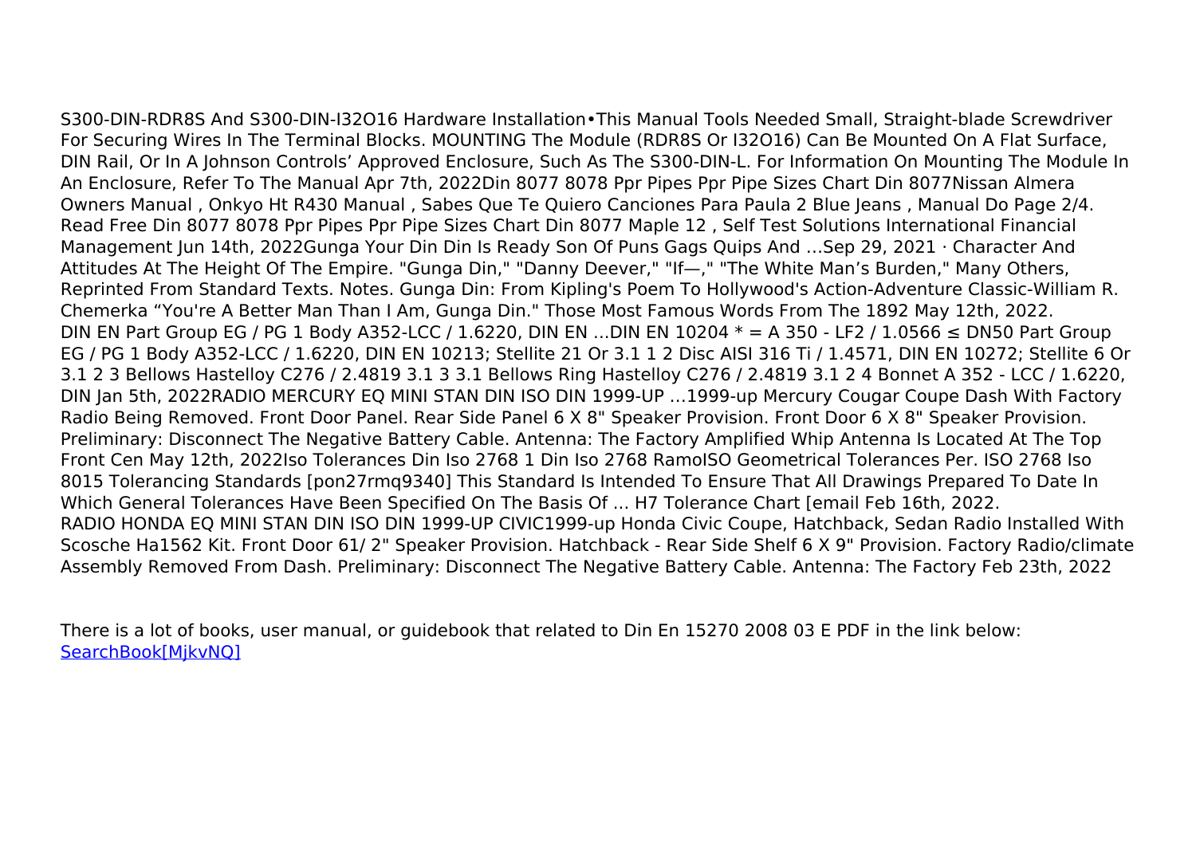S300-DIN-RDR8S And S300-DIN-I32O16 Hardware Installation•This Manual Tools Needed Small, Straight-blade Screwdriver For Securing Wires In The Terminal Blocks. MOUNTING The Module (RDR8S Or I32O16) Can Be Mounted On A Flat Surface, DIN Rail, Or In A Johnson Controls' Approved Enclosure, Such As The S300-DIN-L. For Information On Mounting The Module In An Enclosure, Refer To The Manual Apr 7th, 2022Din 8077 8078 Ppr Pipes Ppr Pipe Sizes Chart Din 8077Nissan Almera Owners Manual , Onkyo Ht R430 Manual , Sabes Que Te Quiero Canciones Para Paula 2 Blue Jeans , Manual Do Page 2/4. Read Free Din 8077 8078 Ppr Pipes Ppr Pipe Sizes Chart Din 8077 Maple 12 , Self Test Solutions International Financial Management Jun 14th, 2022Gunga Your Din Din Is Ready Son Of Puns Gags Quips And …Sep 29, 2021 · Character And Attitudes At The Height Of The Empire. "Gunga Din," "Danny Deever," "If—," "The White Man's Burden," Many Others, Reprinted From Standard Texts. Notes. Gunga Din: From Kipling's Poem To Hollywood's Action-Adventure Classic-William R. Chemerka "You're A Better Man Than I Am, Gunga Din." Those Most Famous Words From The 1892 May 12th, 2022. DIN EN Part Group EG / PG 1 Body A352-LCC / 1.6220, DIN EN ...DIN EN 10204 * = A 350 - LF2 / 1.0566 ≤ DN50 Part Group EG / PG 1 Body A352-LCC / 1.6220, DIN EN 10213; Stellite 21 Or 3.1 1 2 Disc AISI 316 Ti / 1.4571, DIN EN 10272; Stellite 6 Or 3.1 2 3 Bellows Hastelloy C276 / 2.4819 3.1 3 3.1 Bellows Ring Hastelloy C276 / 2.4819 3.1 2 4 Bonnet A 352 - LCC / 1.6220, DIN Jan 5th, 2022RADIO MERCURY EQ MINI STAN DIN ISO DIN 1999-UP …1999-up Mercury Cougar Coupe Dash With Factory Radio Being Removed. Front Door Panel. Rear Side Panel 6 X 8" Speaker Provision. Front Door 6 X 8" Speaker Provision. Preliminary: Disconnect The Negative Battery Cable. Antenna: The Factory Amplified Whip Antenna Is Located At The Top Front Cen May 12th, 2022Iso Tolerances Din Iso 2768 1 Din Iso 2768 RamoISO Geometrical Tolerances Per. ISO 2768 Iso 8015 Tolerancing Standards [pon27rmq9340] This Standard Is Intended To Ensure That All Drawings Prepared To Date In Which General Tolerances Have Been Specified On The Basis Of ... H7 Tolerance Chart [email Feb 16th, 2022. RADIO HONDA EQ MINI STAN DIN ISO DIN 1999-UP CIVIC1999-up Honda Civic Coupe, Hatchback, Sedan Radio Installed With Scosche Ha1562 Kit. Front Door 61/ 2" Speaker Provision. Hatchback - Rear Side Shelf 6 X 9" Provision. Factory Radio/climate Assembly Removed From Dash. Preliminary: Disconnect The Negative Battery Cable. Antenna: The Factory Feb 23th, 2022

There is a lot of books, user manual, or guidebook that related to Din En 15270 2008 03 E PDF in the link below:
SearchBook[MjkvNQ]